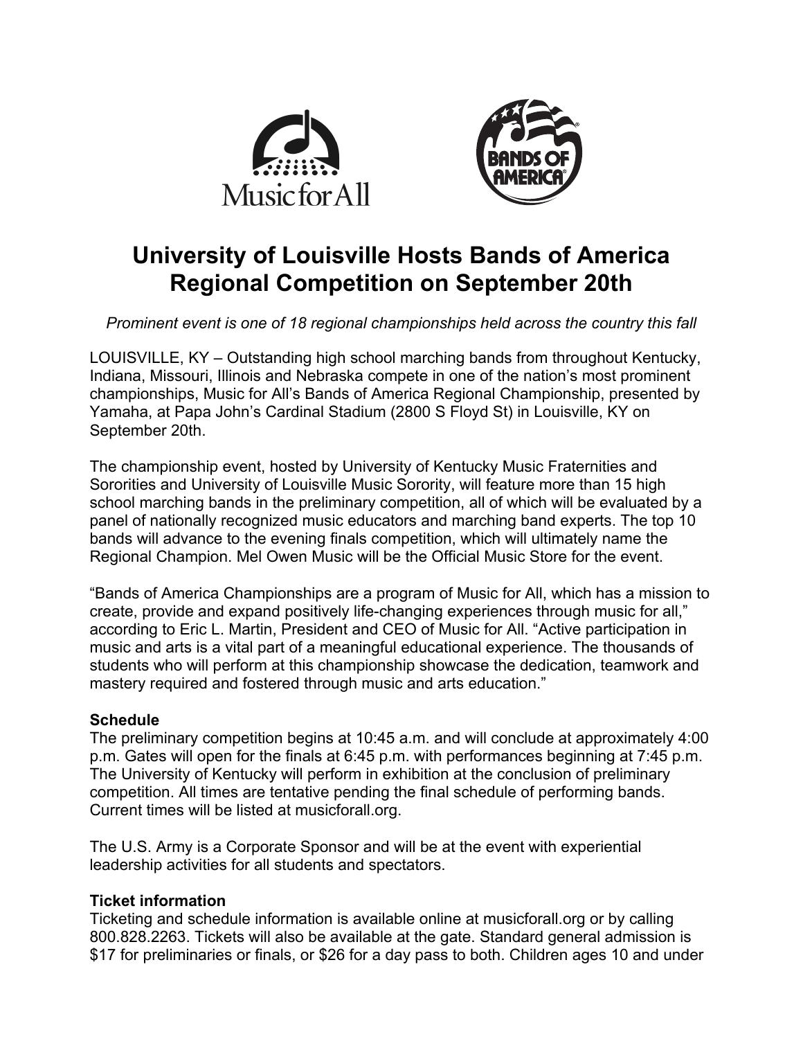# University of Louisville Hosts Bands of America Regional Competition on September 20th

*Prominent event is one of 18 regional championships held across the country this fall*

LOUISVILLE, KY – Outstanding high school marching bands from throughout Kentucky, Indiana, Missouri, Illinois and Nebraska compete in one of the nation's most prominent championships, Music for All's Bands of America Regional Championship, presented by Yamaha, at Papa John's Cardinal Stadium (2800 S Floyd St) in Louisville, KY on September 20th.

The championship event, hosted by University of Kentucky Music Fraternities and Sororities and University of Louisville Music Sorority, will feature more than 15 high school marching bands in the preliminary competition, all of which will be evaluated by a panel of nationally recognized music educators and marching band experts. The top 10 bands will advance to the evening finals competition, which will ultimately name the Regional Champion. Mel Owen Music will be the Official Music Store for the event.

"Bands of America Championships are a program of Music for All, which has a mission to create, provide and expand positively life-changing experiences through music for all," according to Eric L. Martin, President and CEO of Music for All. "Active participation in music and arts is a vital part of a meaningful educational experience. The thousands of students who will perform at this championship showcase the dedication, teamwork and mastery required and fostered through music and arts education."

**Schedule**
The preliminary competition begins at 10:45 a.m. and will conclude at approximately 4:00 p.m. Gates will open for the finals at 6:45 p.m. with performances beginning at 7:45 p.m. The University of Kentucky will perform in exhibition at the conclusion of preliminary competition. All times are tentative pending the final schedule of performing bands. Current times will be listed at musicforall.org.

The U.S. Army is a Corporate Sponsor and will be at the event with experiential leadership activities for all students and spectators.

**Ticket information**
Ticketing and schedule information is available online at musicforall.org or by calling 800.828.2263. Tickets will also be available at the gate. Standard general admission is $17 for preliminaries or finals, or $26 for a day pass to both. Children ages 10 and under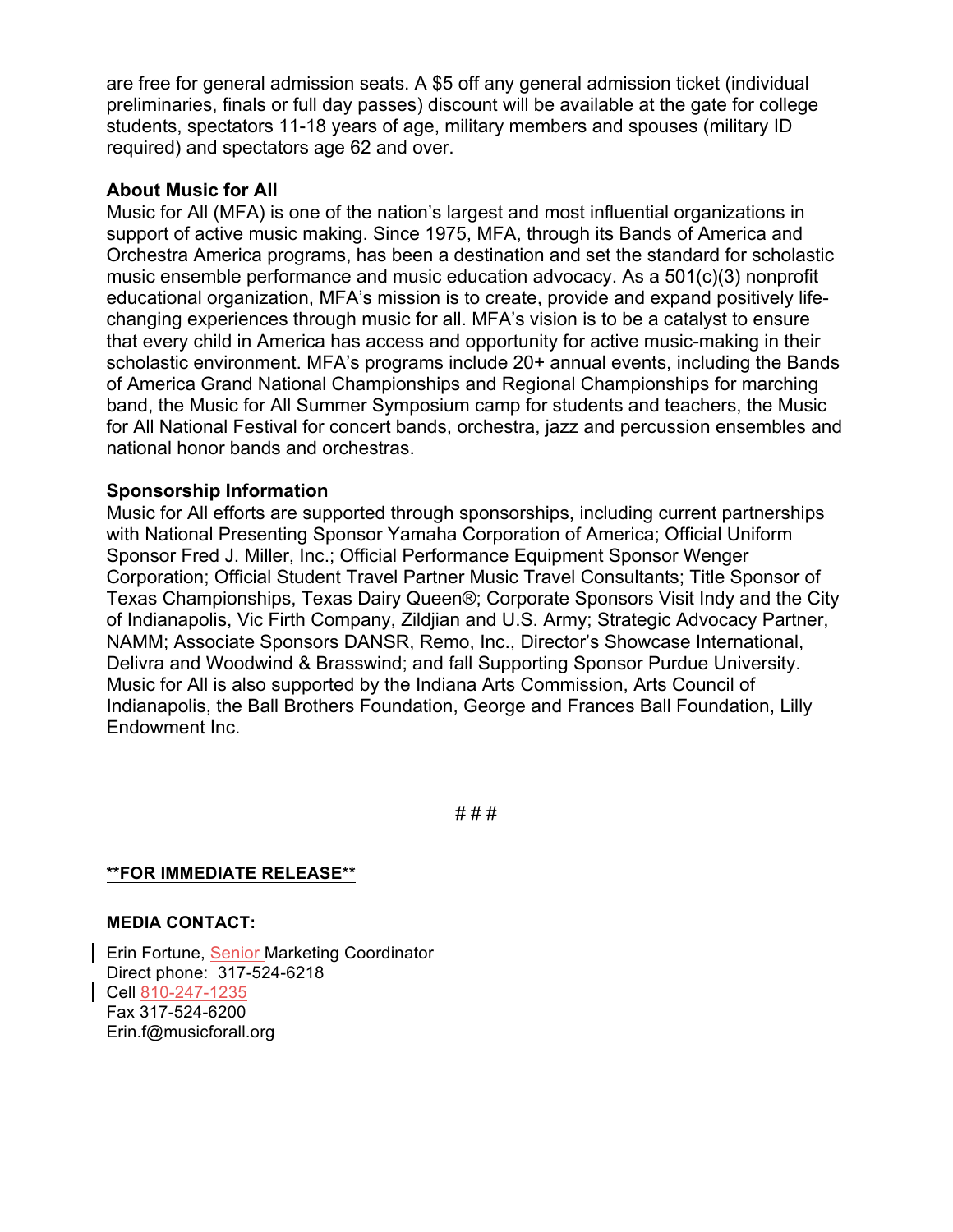are free for general admission seats. A $5 off any general admission ticket (individual preliminaries, finals or full day passes) discount will be available at the gate for college students, spectators 11-18 years of age, military members and spouses (military ID required) and spectators age 62 and over.

**About Music for All**
Music for All (MFA) is one of the nation's largest and most influential organizations in support of active music making. Since 1975, MFA, through its Bands of America and Orchestra America programs, has been a destination and set the standard for scholastic music ensemble performance and music education advocacy. As a 501(c)(3) nonprofit educational organization, MFA's mission is to create, provide and expand positively life-changing experiences through music for all. MFA's vision is to be a catalyst to ensure that every child in America has access and opportunity for active music-making in their scholastic environment. MFA's programs include 20+ annual events, including the Bands of America Grand National Championships and Regional Championships for marching band, the Music for All Summer Symposium camp for students and teachers, the Music for All National Festival for concert bands, orchestra, jazz and percussion ensembles and national honor bands and orchestras.

**Sponsorship Information**
Music for All efforts are supported through sponsorships, including current partnerships with National Presenting Sponsor Yamaha Corporation of America; Official Uniform Sponsor Fred J. Miller, Inc.; Official Performance Equipment Sponsor Wenger Corporation; Official Student Travel Partner Music Travel Consultants; Title Sponsor of Texas Championships, Texas Dairy Queen®; Corporate Sponsors Visit Indy and the City of Indianapolis, Vic Firth Company, Zildjian and U.S. Army; Strategic Advocacy Partner, NAMM; Associate Sponsors DANSR, Remo, Inc., Director's Showcase International, Delivra and Woodwind & Brasswind; and fall Supporting Sponsor Purdue University. Music for All is also supported by the Indiana Arts Commission, Arts Council of Indianapolis, the Ball Brothers Foundation, George and Frances Ball Foundation, Lilly Endowment Inc.

# # #

**<u>**FOR IMMEDIATE RELEASE**</u>**

**MEDIA CONTACT:**

Erin Fortune, Senior Marketing Coordinator
Direct phone: 317-524-6218
Cell 810-247-1235
Fax 317-524-6200
Erin.f@musicforall.org